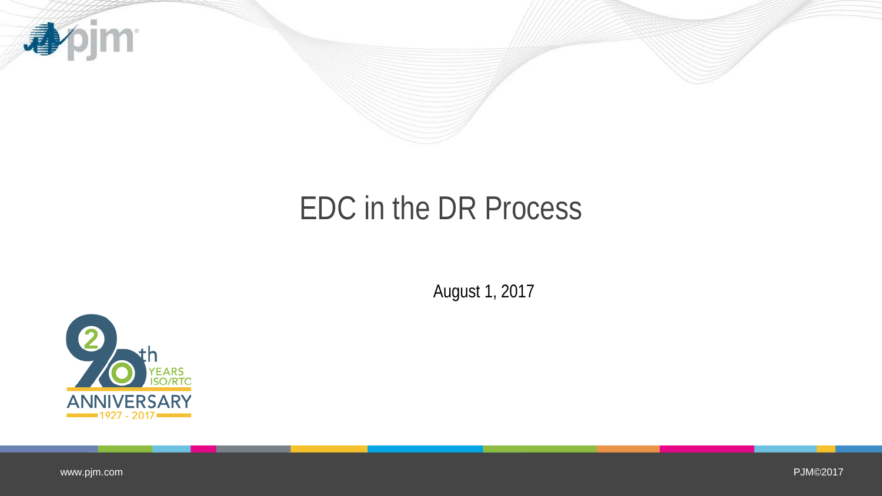# EDC in the DR Process

August 1, 2017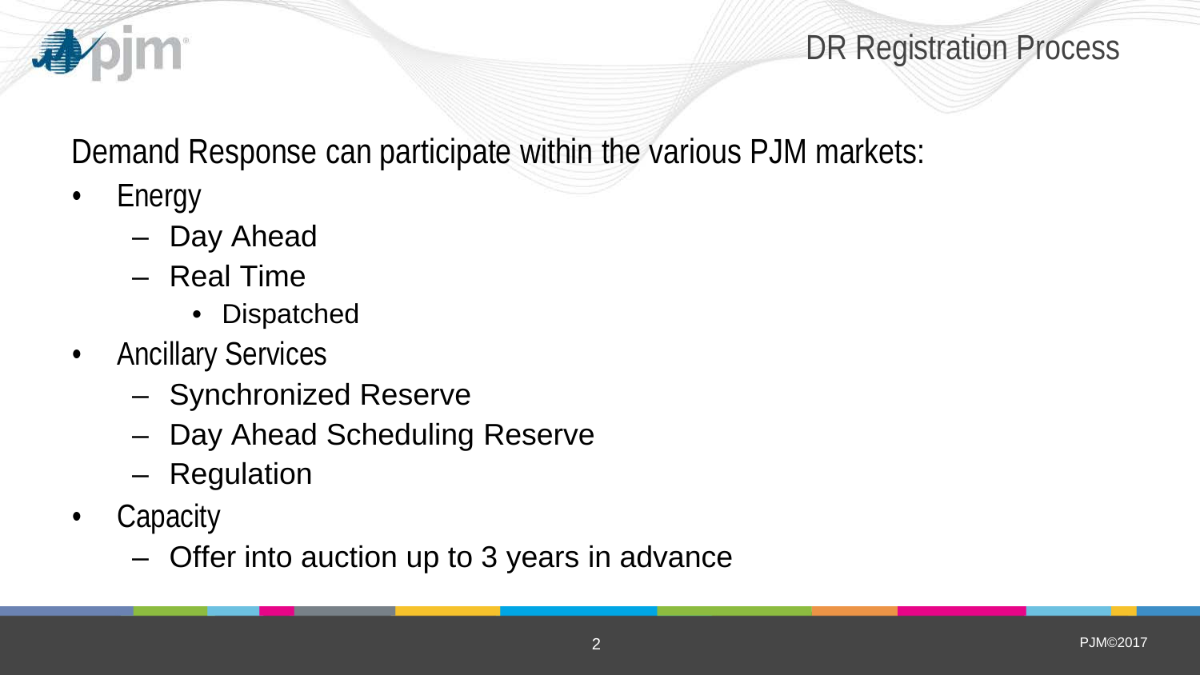# DR Registration Process

Demand Response can participate within the various PJM markets:

- Energy
  - Day Ahead
  - Real Time
    - Dispatched
- Ancillary Services
  - Synchronized Reserve
  - Day Ahead Scheduling Reserve
  - Regulation
- Capacity
  - Offer into auction up to 3 years in advance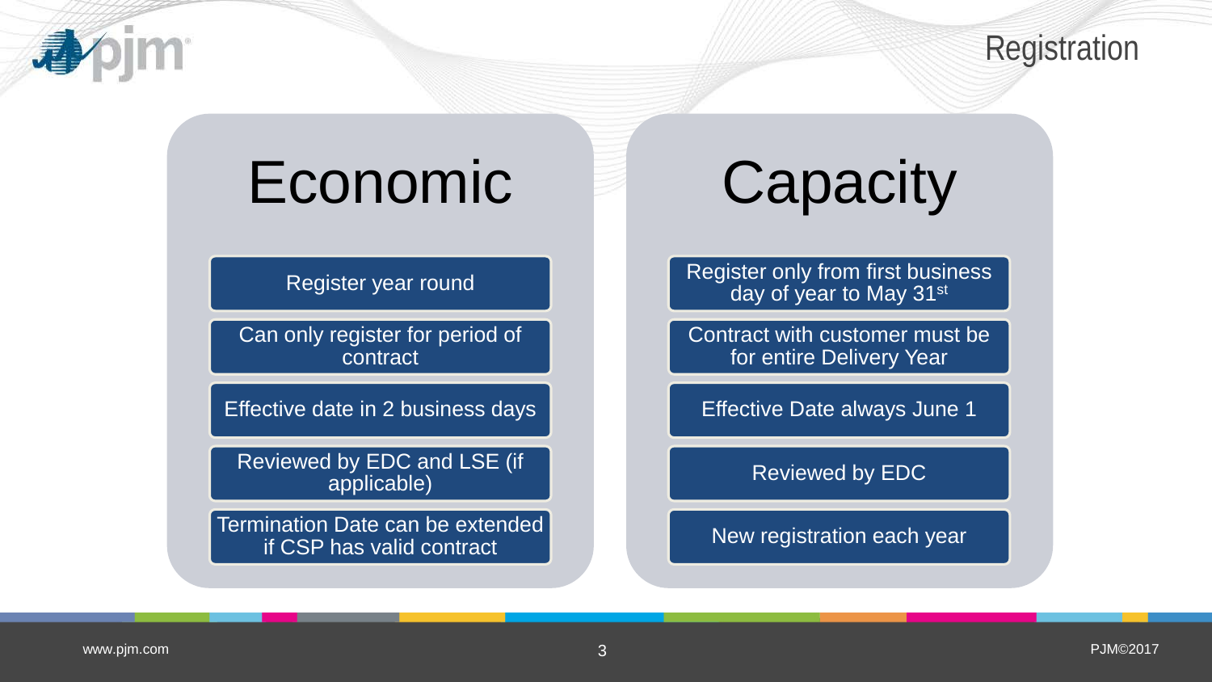# Registration

## Economic

- Register year round
- Can only register for period of contract
- Effective date in 2 business days
- Reviewed by EDC and LSE (if applicable)
- Termination Date can be extended if CSP has valid contract

## Capacity

- Register only from first business day of year to May 31st
- Contract with customer must be for entire Delivery Year
- Effective Date always June 1
- Reviewed by EDC
- New registration each year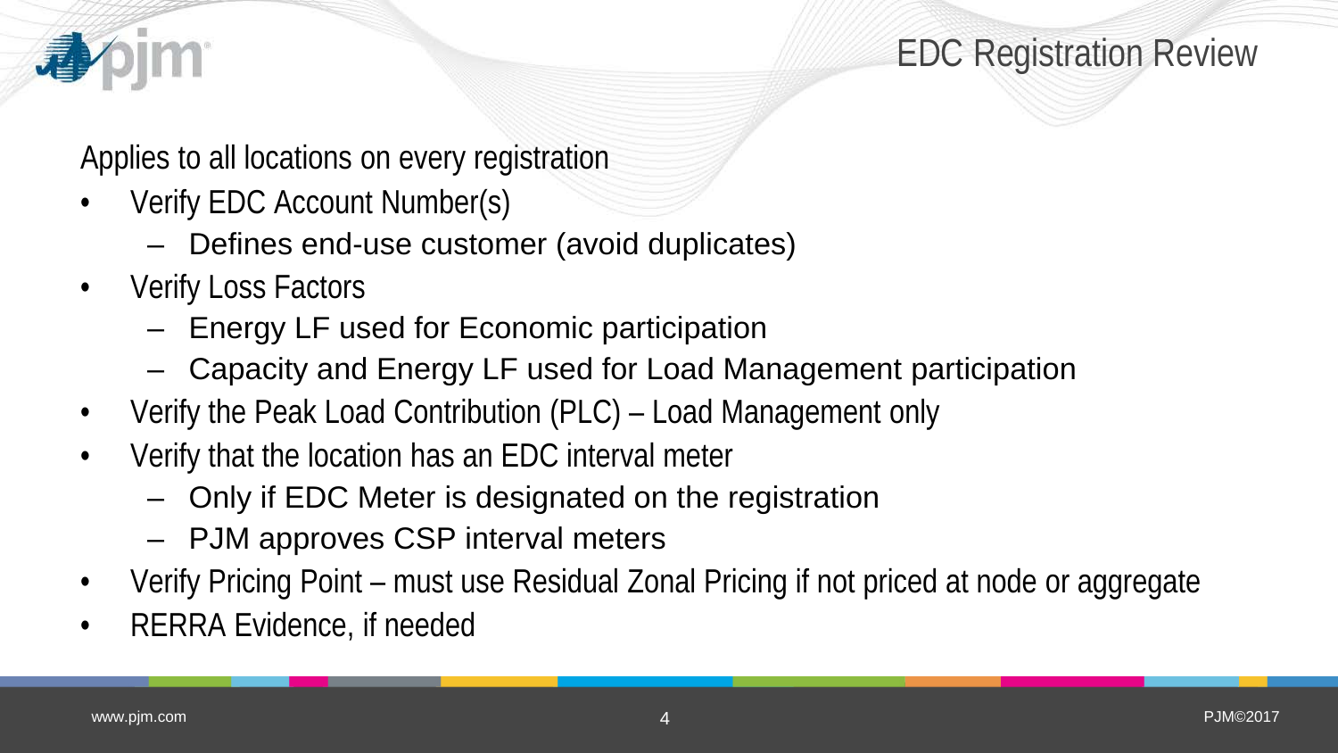# EDC Registration Review

Applies to all locations on every registration

- Verify EDC Account Number(s)
  - Defines end-use customer (avoid duplicates)
- Verify Loss Factors
  - Energy LF used for Economic participation
  - Capacity and Energy LF used for Load Management participation
- Verify the Peak Load Contribution (PLC) – Load Management only
- Verify that the location has an EDC interval meter
  - Only if EDC Meter is designated on the registration
  - PJM approves CSP interval meters
- Verify Pricing Point – must use Residual Zonal Pricing if not priced at node or aggregate
- RERRA Evidence, if needed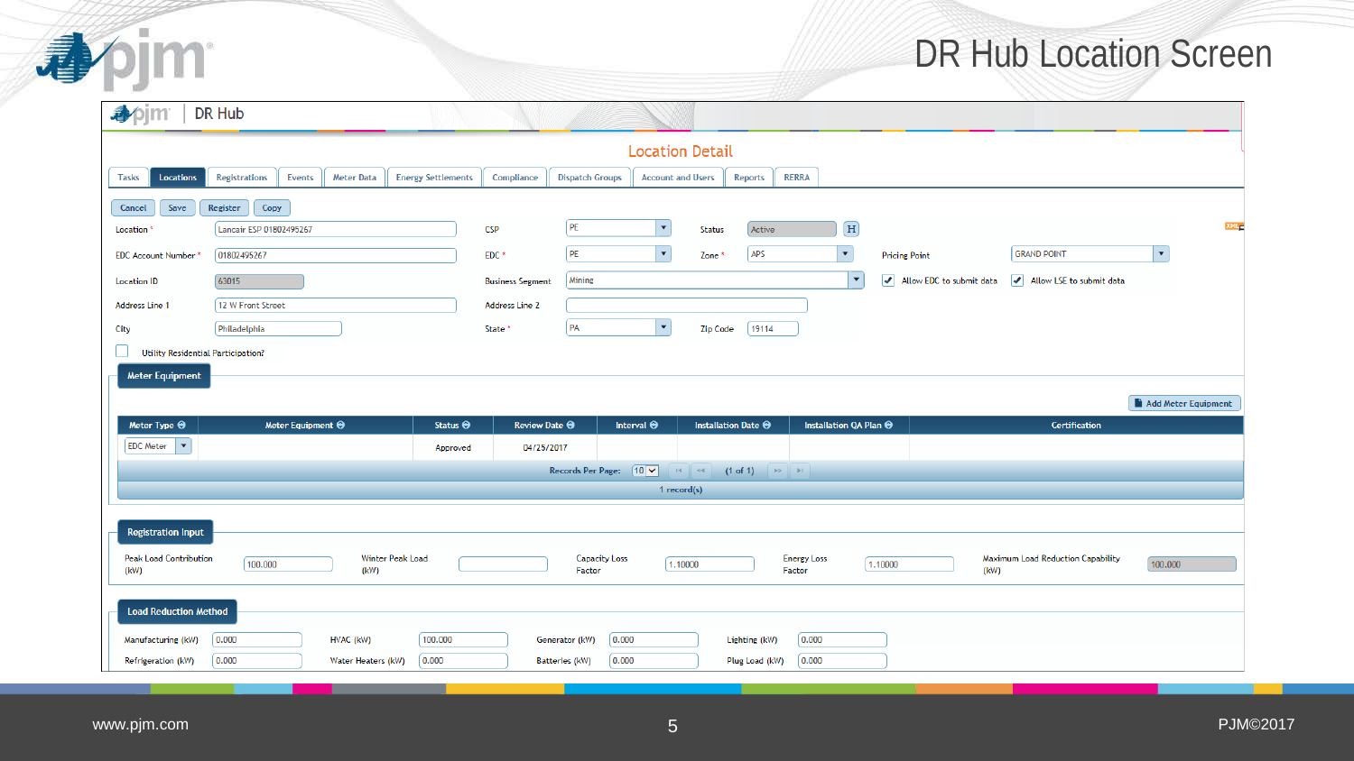# DR Hub Location Screen

DR Hub

## Location Detail

Tasks | Locations | Registrations | Events | Meter Data | Energy Settlements | Compliance | Dispatch Groups | Account and Users | Reports | RERRA

Cancel | Save | Register | Copy

| | | | | | | | |
|---|---|---|---|---|---|---|---|
| Location * | Lancair ESP 01802495267 | CSP | PE | Status | Active | | |
| EDC Account Number * | 01802495267 | EDC * | PE | Zone * | APS | Pricing Point | GRAND POINT |
| Location ID | 63015 | Business Segment | Mining | | | ✔ Allow EDC to submit data | ✔ Allow LSE to submit data |
| Address Line 1 | 12 W Front Street | Address Line 2 | | | | | |
| City | Philadelphia | State * | PA | Zip Code | 19114 | | |

☐ Utility Residential Participation?

### Meter Equipment

Add Meter Equipment

| Meter Type | Meter Equipment | Status | Review Date | Interval | Installation Date | Installation QA Plan | Certification |
|---|---|---|---|---|---|---|---|
| EDC Meter | | Approved | 04/25/2017 | | | | |

Records Per Page: 10 (1 of 1)

1 record(s)

### Registration Input

| Peak Load Contribution (kW) | Winter Peak Load (kW) | Capacity Loss Factor | Energy Loss Factor | Maximum Load Reduction Capability (kW) |
|---|---|---|---|---|
| 100.000 | | 1.10000 | 1.10000 | 100.000 |

### Load Reduction Method

| | | | | | | | |
|---|---|---|---|---|---|---|---|
| Manufacturing (kW) | 0.000 | HVAC (kW) | 100.000 | Generator (kW) | 0.000 | Lighting (kW) | 0.000 |
| Refrigeration (kW) | 0.000 | Water Heaters (kW) | 0.000 | Batteries (kW) | 0.000 | Plug Load (kW) | 0.000 |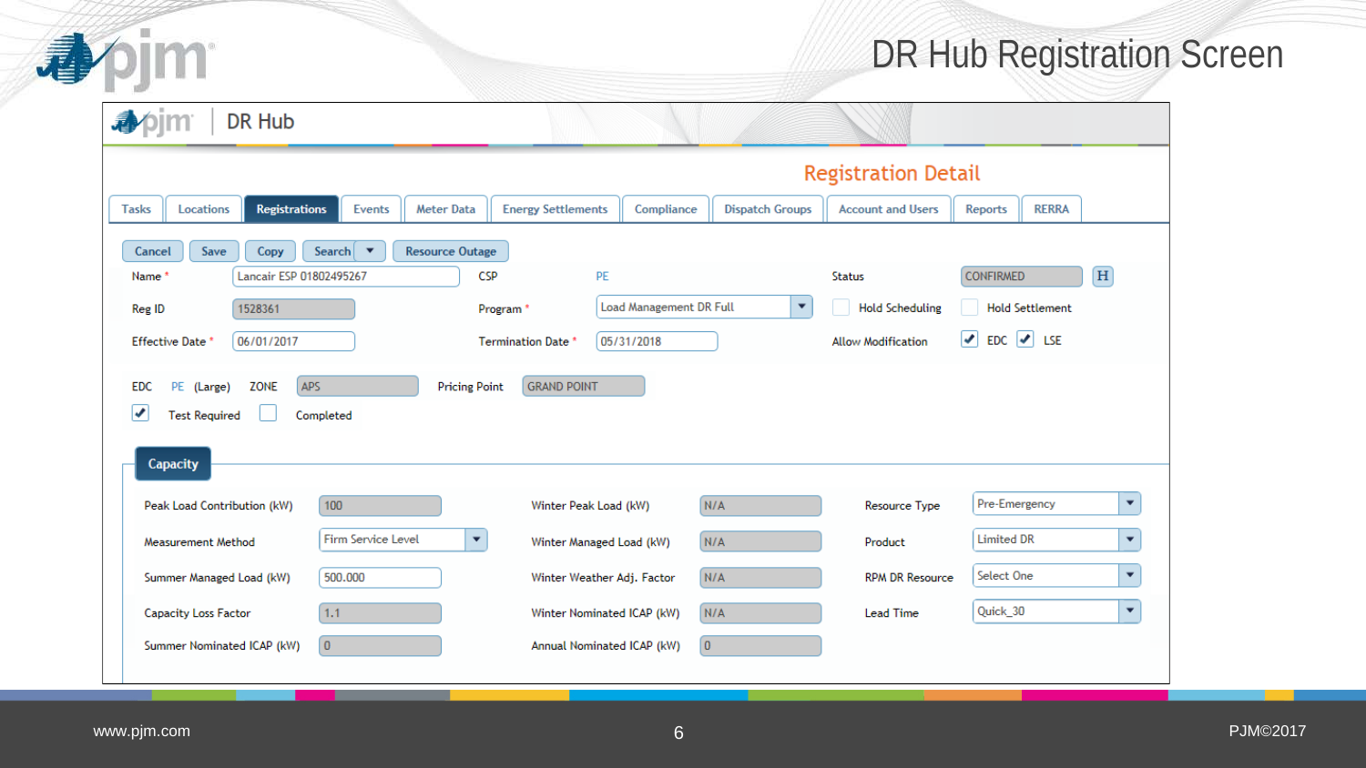# DR Hub Registration Screen

DR Hub

## Registration Detail

Tasks | Locations | Registrations | Events | Meter Data | Energy Settlements | Compliance | Dispatch Groups | Account and Users | Reports | RERRA

Cancel | Save | Copy | Search | Resource Outage

| | | | | | |
|---|---|---|---|---|---|
| Name * | Lancair ESP 01802495267 | CSP | PE | Status | CONFIRMED |
| Reg ID | 1528361 | Program * | Load Management DR Full | Hold Scheduling | Hold Settlement |
| Effective Date * | 06/01/2017 | Termination Date * | 05/31/2018 | Allow Modification | ☑ EDC ☑ LSE |

EDC PE (Large) ZONE APS Pricing Point GRAND POINT

☑ Test Required ☐ Completed

### Capacity

| | | | | | |
|---|---|---|---|---|---|
| Peak Load Contribution (kW) | 100 | Winter Peak Load (kW) | N/A | Resource Type | Pre-Emergency |
| Measurement Method | Firm Service Level | Winter Managed Load (kW) | N/A | Product | Limited DR |
| Summer Managed Load (kW) | 500.000 | Winter Weather Adj. Factor | N/A | RPM DR Resource | Select One |
| Capacity Loss Factor | 1.1 | Winter Nominated ICAP (kW) | N/A | Lead Time | Quick_30 |
| Summer Nominated ICAP (kW) | 0 | Annual Nominated ICAP (kW) | 0 | | |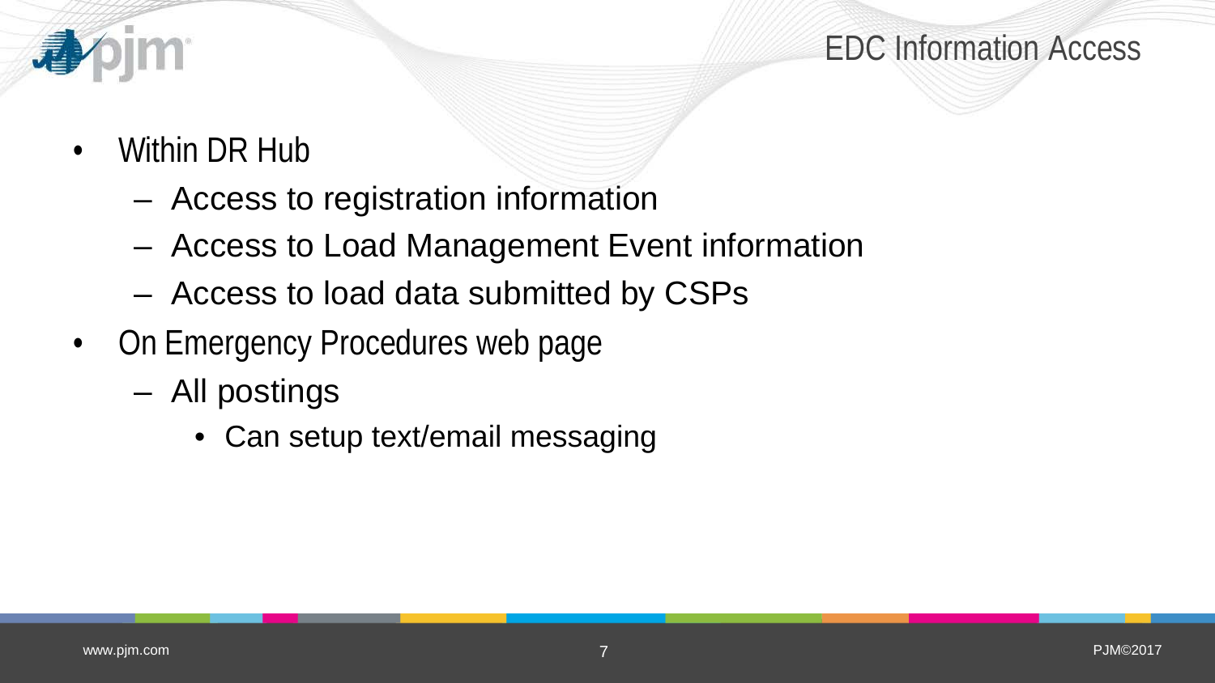# EDC Information Access

- Within DR Hub
  - Access to registration information
  - Access to Load Management Event information
  - Access to load data submitted by CSPs
- On Emergency Procedures web page
  - All postings
    - Can setup text/email messaging